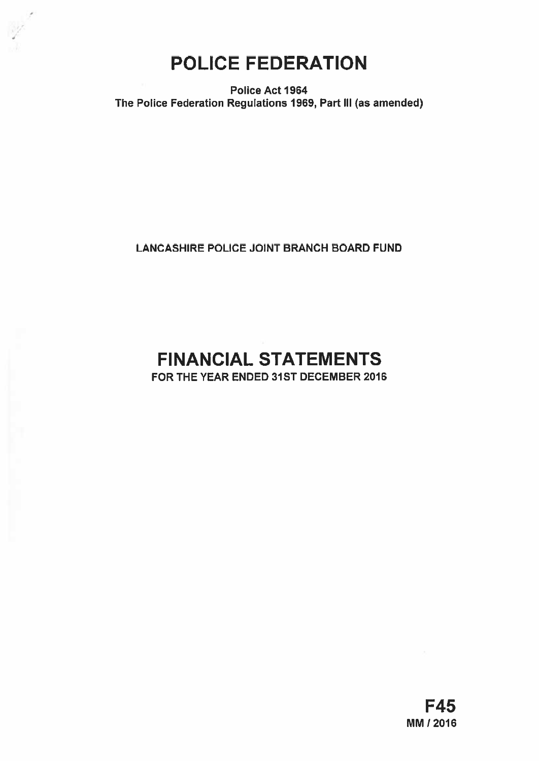# POLICE FEDERATION

**Police Act 1964**
**The Police Federation Regulations 1969, Part III (as amended)**

**LANCASHIRE POLICE JOINT BRANCH BOARD FUND**

# FINANCIAL STATEMENTS

**FOR THE YEAR ENDED 31ST DECEMBER 2016**

**F45**
**MM / 2016**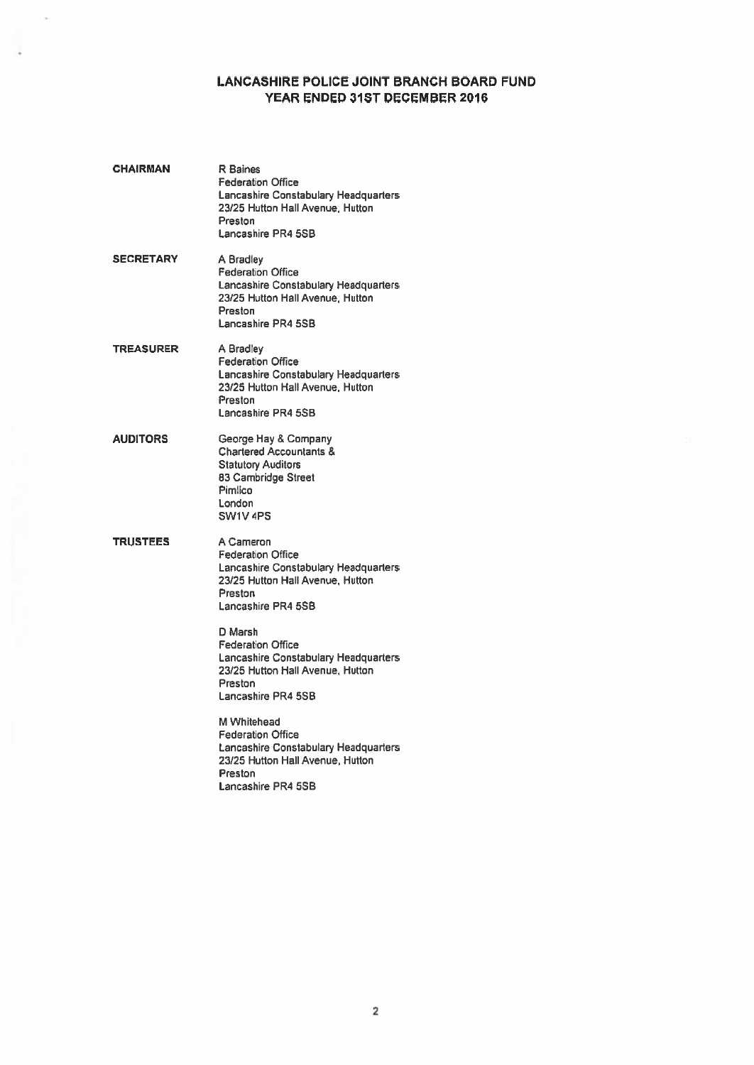# LANCASHIRE POLICE JOINT BRANCH BOARD FUND
## YEAR ENDED 31ST DECEMBER 2016

| | |
|---|---|
| **CHAIRMAN** | R Baines<br>Federation Office<br>Lancashire Constabulary Headquarters<br>23/25 Hutton Hall Avenue, Hutton<br>Preston<br>Lancashire PR4 5SB |
| **SECRETARY** | A Bradley<br>Federation Office<br>Lancashire Constabulary Headquarters<br>23/25 Hutton Hall Avenue, Hutton<br>Preston<br>Lancashire PR4 5SB |
| **TREASURER** | A Bradley<br>Federation Office<br>Lancashire Constabulary Headquarters<br>23/25 Hutton Hall Avenue, Hutton<br>Preston<br>Lancashire PR4 5SB |
| **AUDITORS** | George Hay & Company<br>Chartered Accountants &<br>Statutory Auditors<br>83 Cambridge Street<br>Pimlico<br>London<br>SW1V 4PS |
| **TRUSTEES** | A Cameron<br>Federation Office<br>Lancashire Constabulary Headquarters<br>23/25 Hutton Hall Avenue, Hutton<br>Preston<br>Lancashire PR4 5SB<br><br>D Marsh<br>Federation Office<br>Lancashire Constabulary Headquarters<br>23/25 Hutton Hall Avenue, Hutton<br>Preston<br>Lancashire PR4 5SB<br><br>M Whitehead<br>Federation Office<br>Lancashire Constabulary Headquarters<br>23/25 Hutton Hall Avenue, Hutton<br>Preston<br>Lancashire PR4 5SB |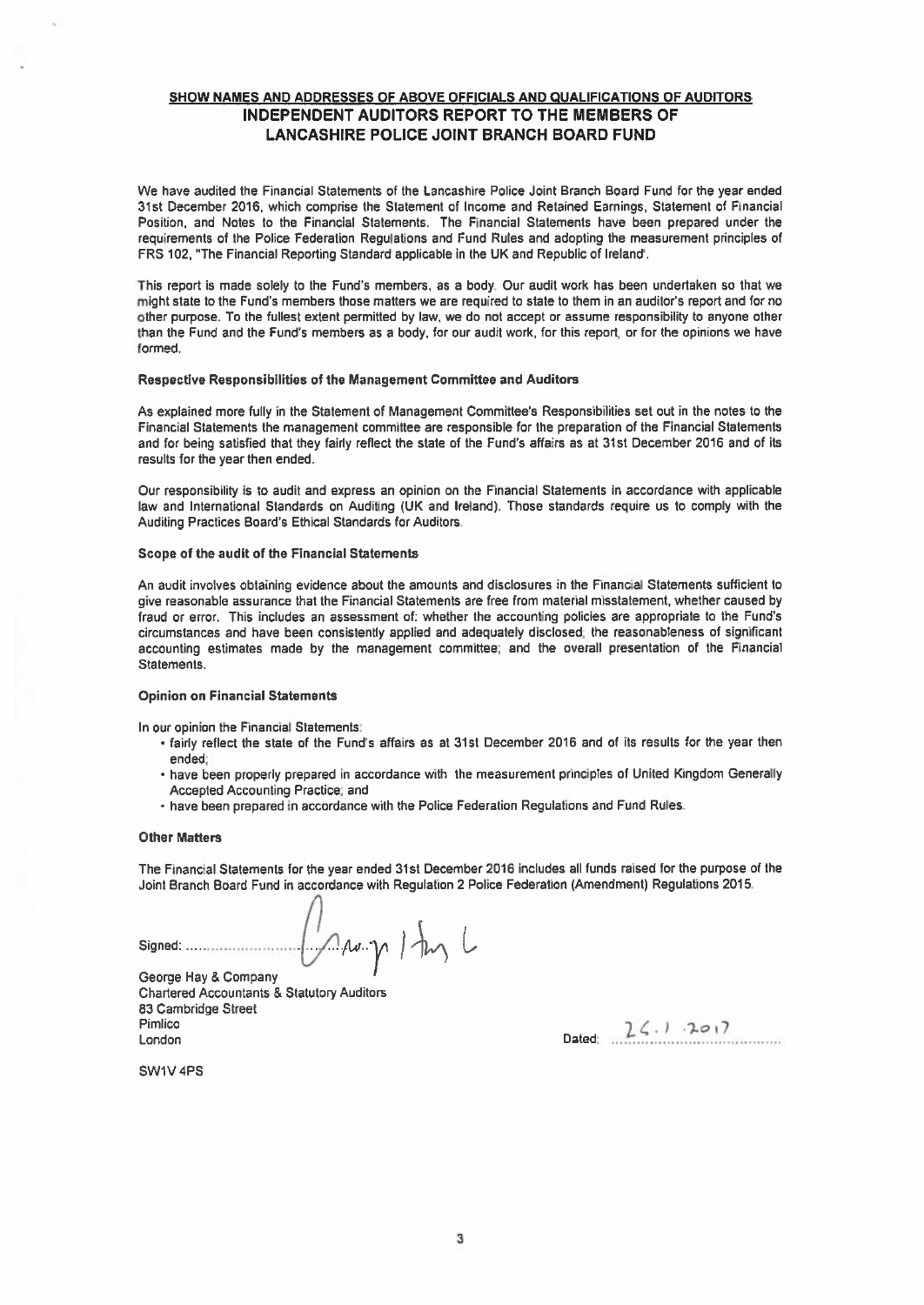**SHOW NAMES AND ADDRESSES OF ABOVE OFFICIALS AND QUALIFICATIONS OF AUDITORS**

# INDEPENDENT AUDITORS REPORT TO THE MEMBERS OF LANCASHIRE POLICE JOINT BRANCH BOARD FUND

We have audited the Financial Statements of the Lancashire Police Joint Branch Board Fund for the year ended 31st December 2016, which comprise the Statement of Income and Retained Earnings, Statement of Financial Position, and Notes to the Financial Statements. The Financial Statements have been prepared under the requirements of the Police Federation Regulations and Fund Rules and adopting the measurement principles of FRS 102, "The Financial Reporting Standard applicable in the UK and Republic of Ireland".

This report is made solely to the Fund's members, as a body. Our audit work has been undertaken so that we might state to the Fund's members those matters we are required to state to them in an auditor's report and for no other purpose. To the fullest extent permitted by law, we do not accept or assume responsibility to anyone other than the Fund and the Fund's members as a body, for our audit work, for this report, or for the opinions we have formed.

### Respective Responsibilities of the Management Committee and Auditors

As explained more fully in the Statement of Management Committee's Responsibilities set out in the notes to the Financial Statements the management committee are responsible for the preparation of the Financial Statements and for being satisfied that they fairly reflect the state of the Fund's affairs as at 31st December 2016 and of its results for the year then ended.

Our responsibility is to audit and express an opinion on the Financial Statements in accordance with applicable law and International Standards on Auditing (UK and Ireland). Those standards require us to comply with the Auditing Practices Board's Ethical Standards for Auditors.

### Scope of the audit of the Financial Statements

An audit involves obtaining evidence about the amounts and disclosures in the Financial Statements sufficient to give reasonable assurance that the Financial Statements are free from material misstatement, whether caused by fraud or error. This includes an assessment of: whether the accounting policies are appropriate to the Fund's circumstances and have been consistently applied and adequately disclosed, the reasonableness of significant accounting estimates made by the management committee; and the overall presentation of the Financial Statements.

### Opinion on Financial Statements

In our opinion the Financial Statements:

- fairly reflect the state of the Fund's affairs as at 31st December 2016 and of its results for the year then ended;
- have been properly prepared in accordance with the measurement principles of United Kingdom Generally Accepted Accounting Practice; and
- have been prepared in accordance with the Police Federation Regulations and Fund Rules.

### Other Matters

The Financial Statements for the year ended 31st December 2016 includes all funds raised for the purpose of the Joint Branch Board Fund in accordance with Regulation 2 Police Federation (Amendment) Regulations 2015.

Signed: ............................................

George Hay & Company
Chartered Accountants & Statutory Auditors
83 Cambridge Street
Pimlico
London

SW1V 4PS

Dated: 26.1.2017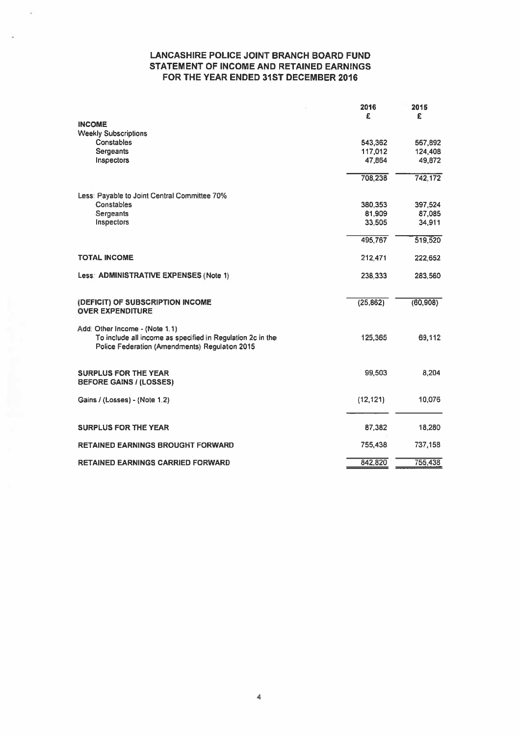# LANCASHIRE POLICE JOINT BRANCH BOARD FUND
## STATEMENT OF INCOME AND RETAINED EARNINGS
## FOR THE YEAR ENDED 31ST DECEMBER 2016

| | 2016 £ | 2015 £ |
|---|---|---|
| **INCOME** | | |
| Weekly Subscriptions | | |
| Constables | 543,362 | 567,892 |
| Sergeants | 117,012 | 124,408 |
| Inspectors | 47,864 | 49,872 |
| | 708,238 | 742,172 |
| Less: Payable to Joint Central Committee 70% | | |
| Constables | 380,353 | 397,524 |
| Sergeants | 81,909 | 87,085 |
| Inspectors | 33,505 | 34,911 |
| | 495,767 | 519,520 |
| **TOTAL INCOME** | 212,471 | 222,652 |
| Less: **ADMINISTRATIVE EXPENSES** (Note 1) | 238,333 | 283,560 |
| **(DEFICIT) OF SUBSCRIPTION INCOME OVER EXPENDITURE** | (25,862) | (60,908) |
| Add: Other Income - (Note 1.1) To include all income as specified in Regulation 2c in the Police Federation (Amendments) Regulation 2015 | 125,365 | 69,112 |
| **SURPLUS FOR THE YEAR BEFORE GAINS / (LOSSES)** | 99,503 | 8,204 |
| Gains / (Losses) - (Note 1.2) | (12,121) | 10,076 |
| **SURPLUS FOR THE YEAR** | 87,382 | 18,280 |
| **RETAINED EARNINGS BROUGHT FORWARD** | 755,438 | 737,158 |
| **RETAINED EARNINGS CARRIED FORWARD** | 842,820 | 755,438 |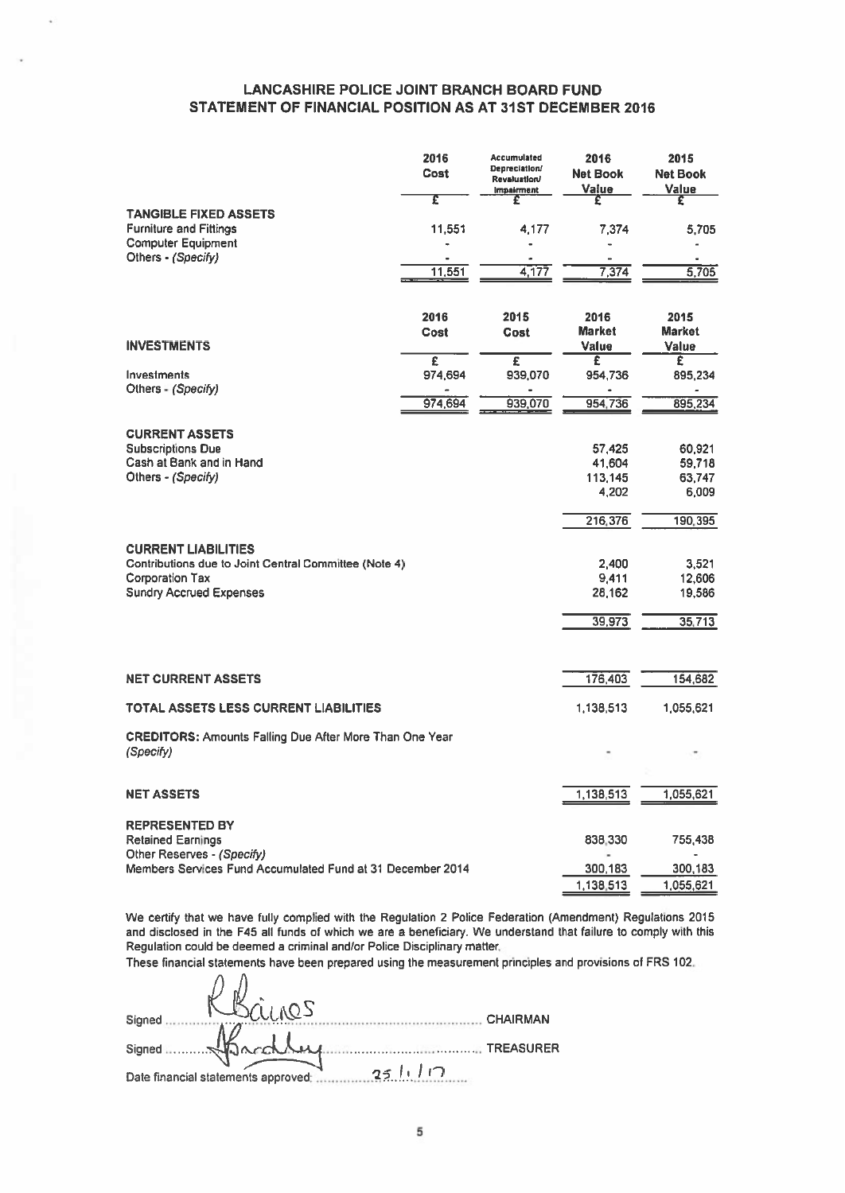# LANCASHIRE POLICE JOINT BRANCH BOARD FUND
## STATEMENT OF FINANCIAL POSITION AS AT 31ST DECEMBER 2016

| | 2016 Cost | Accumulated Depreciation/ Revaluation/ Impairment | 2016 Net Book Value | 2015 Net Book Value |
|---|---|---|---|---|
| | £ | £ | £ | £ |
| **TANGIBLE FIXED ASSETS** | | | | |
| Furniture and Fittings | 11,551 | 4,177 | 7,374 | 5,705 |
| Computer Equipment | - | - | - | - |
| Others - *(Specify)* | - | - | - | - |
| | 11,551 | 4,177 | 7,374 | 5,705 |

| **INVESTMENTS** | 2016 Cost | 2015 Cost | 2016 Market Value | 2015 Market Value |
|---|---|---|---|---|
| | £ | £ | £ | £ |
| Investments | 974,694 | 939,070 | 954,736 | 895,234 |
| Others - *(Specify)* | - | - | - | - |
| | 974,694 | 939,070 | 954,736 | 895,234 |

| | 2016 | 2015 |
|---|---|---|
| **CURRENT ASSETS** | | |
| Subscriptions Due | 57,425 | 60,921 |
| Cash at Bank and in Hand | 41,604 | 59,718 |
| Others - *(Specify)* | 113,145 | 63,747 |
| | 4,202 | 6,009 |
| | 216,376 | 190,395 |
| **CURRENT LIABILITIES** | | |
| Contributions due to Joint Central Committee (Note 4) | 2,400 | 3,521 |
| Corporation Tax | 9,411 | 12,606 |
| Sundry Accrued Expenses | 28,162 | 19,586 |
| | 39,973 | 35,713 |
| **NET CURRENT ASSETS** | 176,403 | 154,682 |
| **TOTAL ASSETS LESS CURRENT LIABILITIES** | 1,138,513 | 1,055,621 |
| **CREDITORS:** Amounts Falling Due After More Than One Year *(Specify)* | - | - |
| **NET ASSETS** | 1,138,513 | 1,055,621 |
| **REPRESENTED BY** | | |
| Retained Earnings | 838,330 | 755,438 |
| Other Reserves - *(Specify)* | - | - |
| Members Services Fund Accumulated Fund at 31 December 2014 | 300,183 | 300,183 |
| | 1,138,513 | 1,055,621 |

We certify that we have fully complied with the Regulation 2 Police Federation (Amendment) Regulations 2015 and disclosed in the F45 all funds of which we are a beneficiary. We understand that failure to comply with this Regulation could be deemed a criminal and/or Police Disciplinary matter.

These financial statements have been prepared using the measurement principles and provisions of FRS 102.

Signed ...R Baines... CHAIRMAN

Signed ...Bradley... TREASURER

Date financial statements approved: ...25.1.17...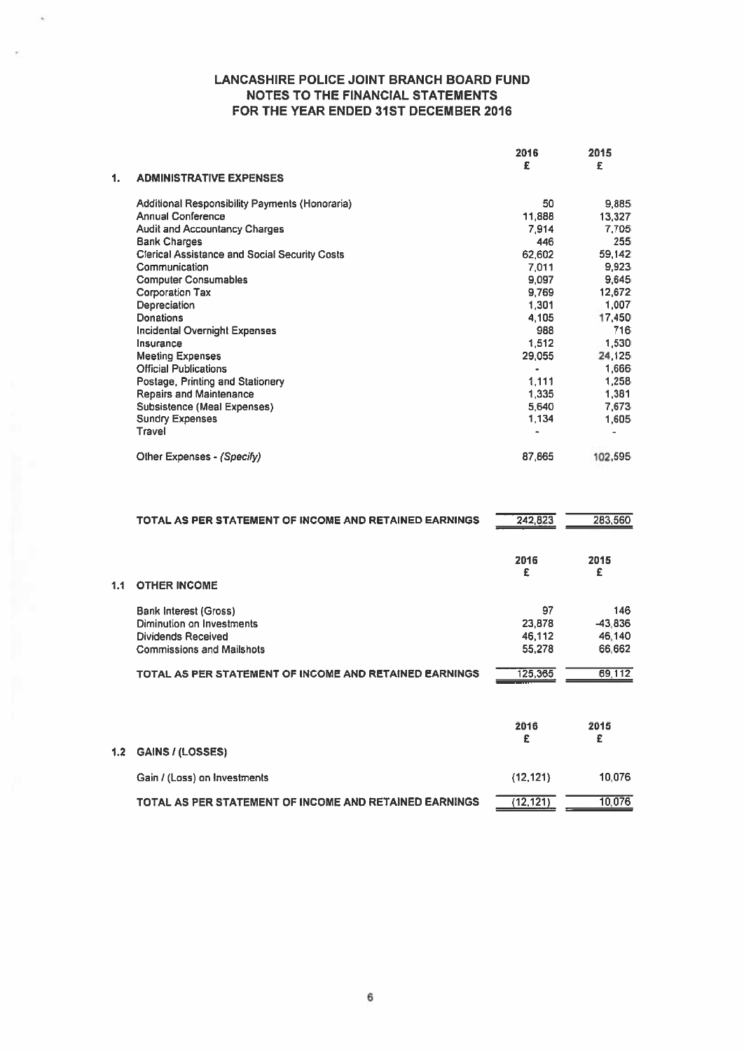# LANCASHIRE POLICE JOINT BRANCH BOARD FUND
## NOTES TO THE FINANCIAL STATEMENTS
## FOR THE YEAR ENDED 31ST DECEMBER 2016

| | | 2016 £ | 2015 £ |
|---|---|---|---|
| **1.** | **ADMINISTRATIVE EXPENSES** | | |
| | Additional Responsibility Payments (Honoraria) | 50 | 9,885 |
| | Annual Conference | 11,888 | 13,327 |
| | Audit and Accountancy Charges | 7,914 | 7,705 |
| | Bank Charges | 446 | 255 |
| | Clerical Assistance and Social Security Costs | 62,602 | 59,142 |
| | Communication | 7,011 | 9,923 |
| | Computer Consumables | 9,097 | 9,645 |
| | Corporation Tax | 9,769 | 12,672 |
| | Depreciation | 1,301 | 1,007 |
| | Donations | 4,105 | 17,450 |
| | Incidental Overnight Expenses | 988 | 716 |
| | Insurance | 1,512 | 1,530 |
| | Meeting Expenses | 29,055 | 24,125 |
| | Official Publications | - | 1,666 |
| | Postage, Printing and Stationery | 1,111 | 1,258 |
| | Repairs and Maintenance | 1,335 | 1,381 |
| | Subsistence (Meal Expenses) | 5,640 | 7,673 |
| | Sundry Expenses | 1,134 | 1,605 |
| | Travel | - | - |
| | Other Expenses - *(Specify)* | 87,865 | 102,595 |
| | **TOTAL AS PER STATEMENT OF INCOME AND RETAINED EARNINGS** | 242,823 | 283,560 |

| | | 2016 £ | 2015 £ |
|---|---|---|---|
| **1.1** | **OTHER INCOME** | | |
| | Bank Interest (Gross) | 97 | 146 |
| | Diminution on Investments | 23,878 | -43,836 |
| | Dividends Received | 46,112 | 46,140 |
| | Commissions and Mailshots | 55,278 | 66,662 |
| | **TOTAL AS PER STATEMENT OF INCOME AND RETAINED EARNINGS** | 125,365 | 69,112 |

| | | 2016 £ | 2015 £ |
|---|---|---|---|
| **1.2** | **GAINS / (LOSSES)** | | |
| | Gain / (Loss) on Investments | (12,121) | 10,076 |
| | **TOTAL AS PER STATEMENT OF INCOME AND RETAINED EARNINGS** | (12,121) | 10,076 |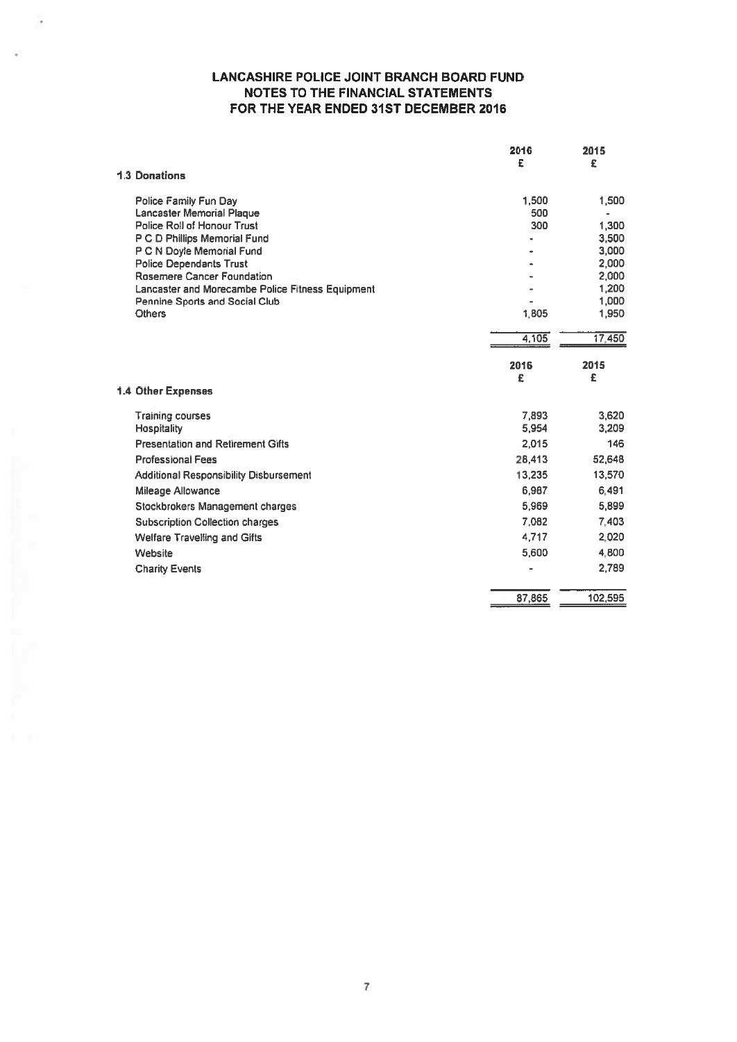# LANCASHIRE POLICE JOINT BRANCH BOARD FUND
## NOTES TO THE FINANCIAL STATEMENTS
## FOR THE YEAR ENDED 31ST DECEMBER 2016

| | 2016 £ | 2015 £ |
|---|---|---|
| **1.3 Donations** | | |
| Police Family Fun Day | 1,500 | 1,500 |
| Lancaster Memorial Plaque | 500 | - |
| Police Roll of Honour Trust | 300 | 1,300 |
| P C D Phillips Memorial Fund | - | 3,500 |
| P C N Doyle Memorial Fund | - | 3,000 |
| Police Dependants Trust | - | 2,000 |
| Rosemere Cancer Foundation | - | 2,000 |
| Lancaster and Morecambe Police Fitness Equipment | - | 1,200 |
| Pennine Sports and Social Club | - | 1,000 |
| Others | 1,805 | 1,950 |
| | 4,105 | 17,450 |

| | 2016 £ | 2015 £ |
|---|---|---|
| **1.4 Other Expenses** | | |
| Training courses | 7,893 | 3,620 |
| Hospitality | 5,954 | 3,209 |
| Presentation and Retirement Gifts | 2,015 | 146 |
| Professional Fees | 28,413 | 52,648 |
| Additional Responsibility Disbursement | 13,235 | 13,570 |
| Mileage Allowance | 6,987 | 6,491 |
| Stockbrokers Management charges | 5,969 | 5,899 |
| Subscription Collection charges | 7,082 | 7,403 |
| Welfare Travelling and Gifts | 4,717 | 2,020 |
| Website | 5,600 | 4,800 |
| Charity Events | - | 2,789 |
| | 87,865 | 102,595 |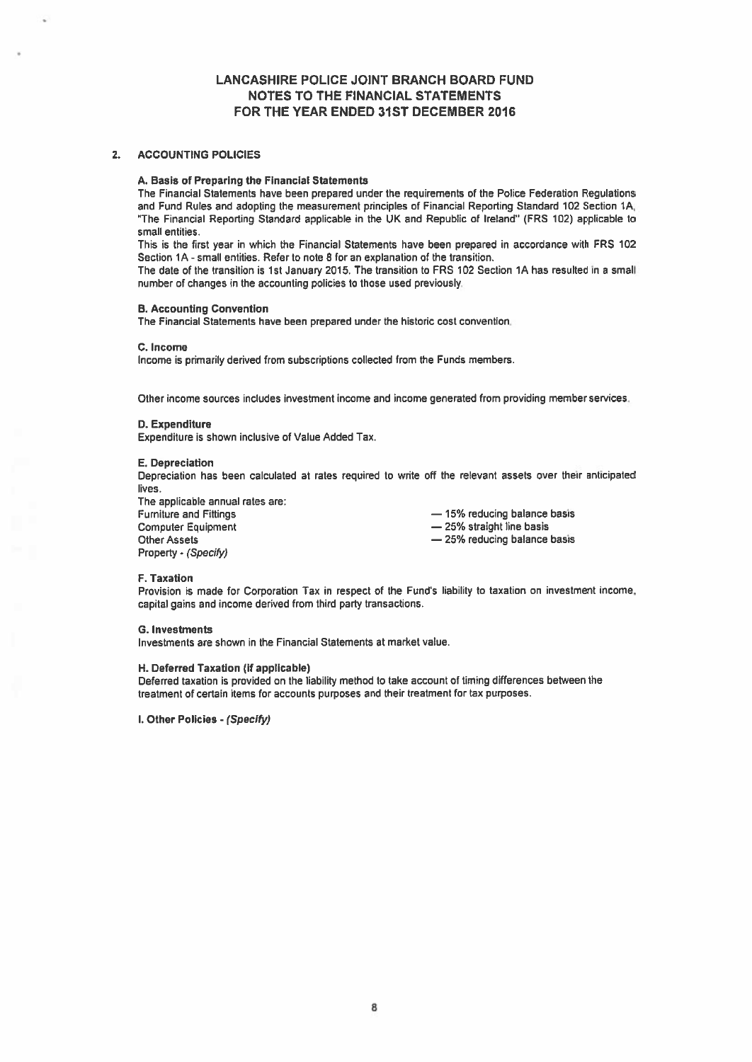# LANCASHIRE POLICE JOINT BRANCH BOARD FUND
## NOTES TO THE FINANCIAL STATEMENTS
## FOR THE YEAR ENDED 31ST DECEMBER 2016

### 2. ACCOUNTING POLICIES

**A. Basis of Preparing the Financial Statements**

The Financial Statements have been prepared under the requirements of the Police Federation Regulations and Fund Rules and adopting the measurement principles of Financial Reporting Standard 102 Section 1A, "The Financial Reporting Standard applicable in the UK and Republic of Ireland" (FRS 102) applicable to small entities.

This is the first year in which the Financial Statements have been prepared in accordance with FRS 102 Section 1A - small entities. Refer to note 8 for an explanation of the transition.

The date of the transition is 1st January 2015. The transition to FRS 102 Section 1A has resulted in a small number of changes in the accounting policies to those used previously.

**B. Accounting Convention**

The Financial Statements have been prepared under the historic cost convention.

**C. Income**

Income is primarily derived from subscriptions collected from the Funds members.

Other income sources includes investment income and income generated from providing member services.

**D. Expenditure**

Expenditure is shown inclusive of Value Added Tax.

**E. Depreciation**

Depreciation has been calculated at rates required to write off the relevant assets over their anticipated lives.

The applicable annual rates are:

| | |
|---|---|
| Furniture and Fittings | — 15% reducing balance basis |
| Computer Equipment | — 25% straight line basis |
| Other Assets | — 25% reducing balance basis |
| Property - *(Specify)* | |

**F. Taxation**

Provision is made for Corporation Tax in respect of the Fund's liability to taxation on investment income, capital gains and income derived from third party transactions.

**G. Investments**

Investments are shown in the Financial Statements at market value.

**H. Deferred Taxation (if applicable)**

Deferred taxation is provided on the liability method to take account of timing differences between the treatment of certain items for accounts purposes and their treatment for tax purposes.

**I. Other Policies - *(Specify)***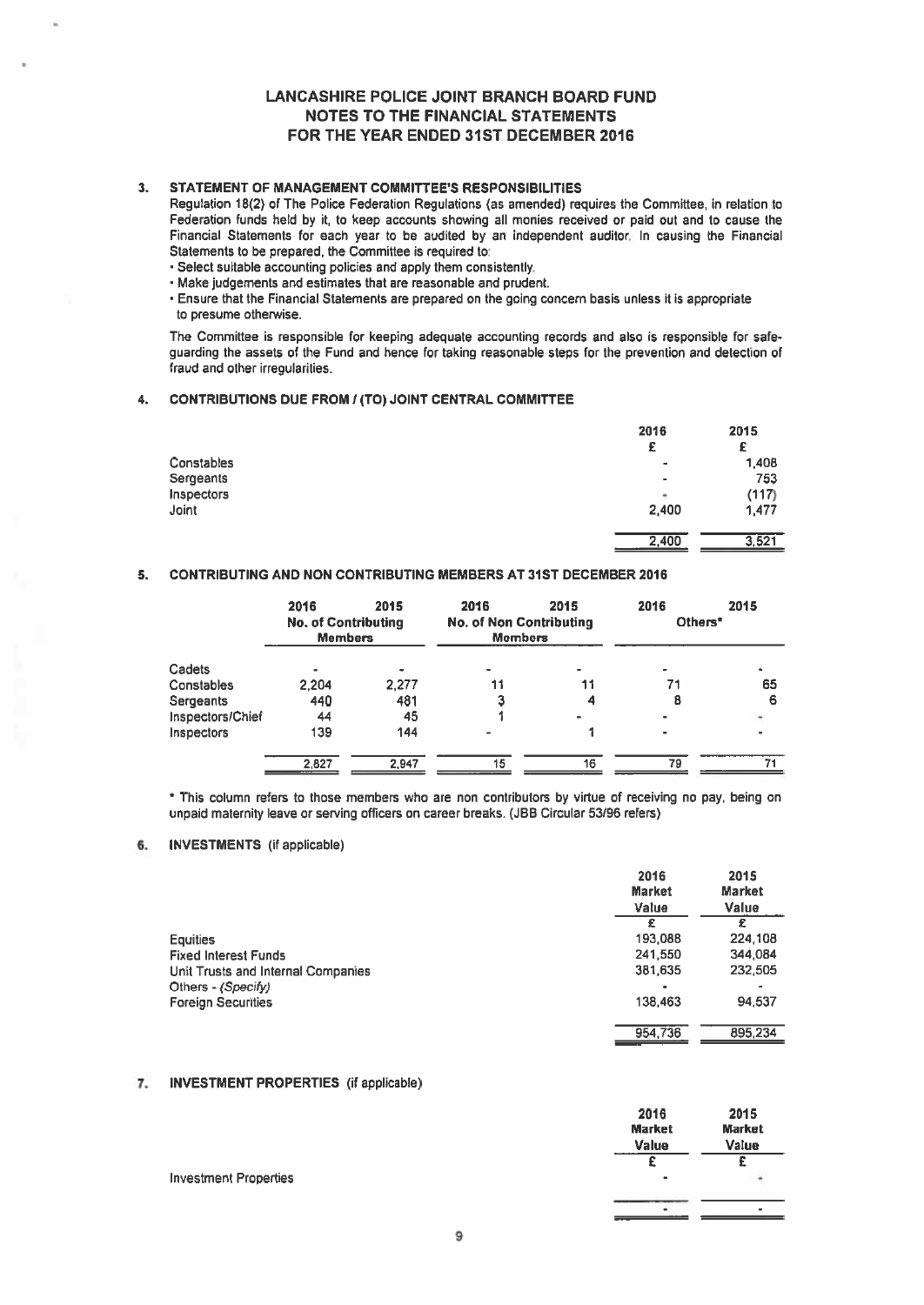# LANCASHIRE POLICE JOINT BRANCH BOARD FUND
## NOTES TO THE FINANCIAL STATEMENTS
## FOR THE YEAR ENDED 31ST DECEMBER 2016

### 3. STATEMENT OF MANAGEMENT COMMITTEE'S RESPONSIBILITIES

Regulation 18(2) of The Police Federation Regulations (as amended) requires the Committee, in relation to Federation funds held by it, to keep accounts showing all monies received or paid out and to cause the Financial Statements for each year to be audited by an independent auditor. In causing the Financial Statements to be prepared, the Committee is required to:

- Select suitable accounting policies and apply them consistently.
- Make judgements and estimates that are reasonable and prudent.
- Ensure that the Financial Statements are prepared on the going concern basis unless it is appropriate to presume otherwise.

The Committee is responsible for keeping adequate accounting records and also is responsible for safe-guarding the assets of the Fund and hence for taking reasonable steps for the prevention and detection of fraud and other irregularities.

### 4. CONTRIBUTIONS DUE FROM / (TO) JOINT CENTRAL COMMITTEE

| | 2016 £ | 2015 £ |
|---|---|---|
| Constables | - | 1,408 |
| Sergeants | - | 753 |
| Inspectors | - | (117) |
| Joint | 2,400 | 1,477 |
| | 2,400 | 3,521 |

### 5. CONTRIBUTING AND NON CONTRIBUTING MEMBERS AT 31ST DECEMBER 2016

| | 2016 No. of Contributing Members | 2015 | 2016 No. of Non Contributing Members | 2015 | 2016 Others* | 2015 |
|---|---|---|---|---|---|---|
| Cadets | - | - | - | - | - | - |
| Constables | 2,204 | 2,277 | 11 | 11 | 71 | 65 |
| Sergeants | 440 | 481 | 3 | 4 | 8 | 6 |
| Inspectors/Chief | 44 | 45 | 1 | - | - | - |
| Inspectors | 139 | 144 | - | 1 | - | - |
| | 2,827 | 2,947 | 15 | 16 | 79 | 71 |

\* This column refers to those members who are non contributors by virtue of receiving no pay, being on unpaid maternity leave or serving officers on career breaks. (JBB Circular 53/96 refers)

### 6. INVESTMENTS (if applicable)

| | 2016 Market Value £ | 2015 Market Value £ |
|---|---|---|
| Equities | 193,088 | 224,108 |
| Fixed Interest Funds | 241,550 | 344,084 |
| Unit Trusts and Internal Companies | 381,635 | 232,505 |
| Others - *(Specify)* | - | - |
| Foreign Securities | 138,463 | 94,537 |
| | 954,736 | 895,234 |

### 7. INVESTMENT PROPERTIES (if applicable)

| | 2016 Market Value £ | 2015 Market Value £ |
|---|---|---|
| Investment Properties | - | - |
| | - | - |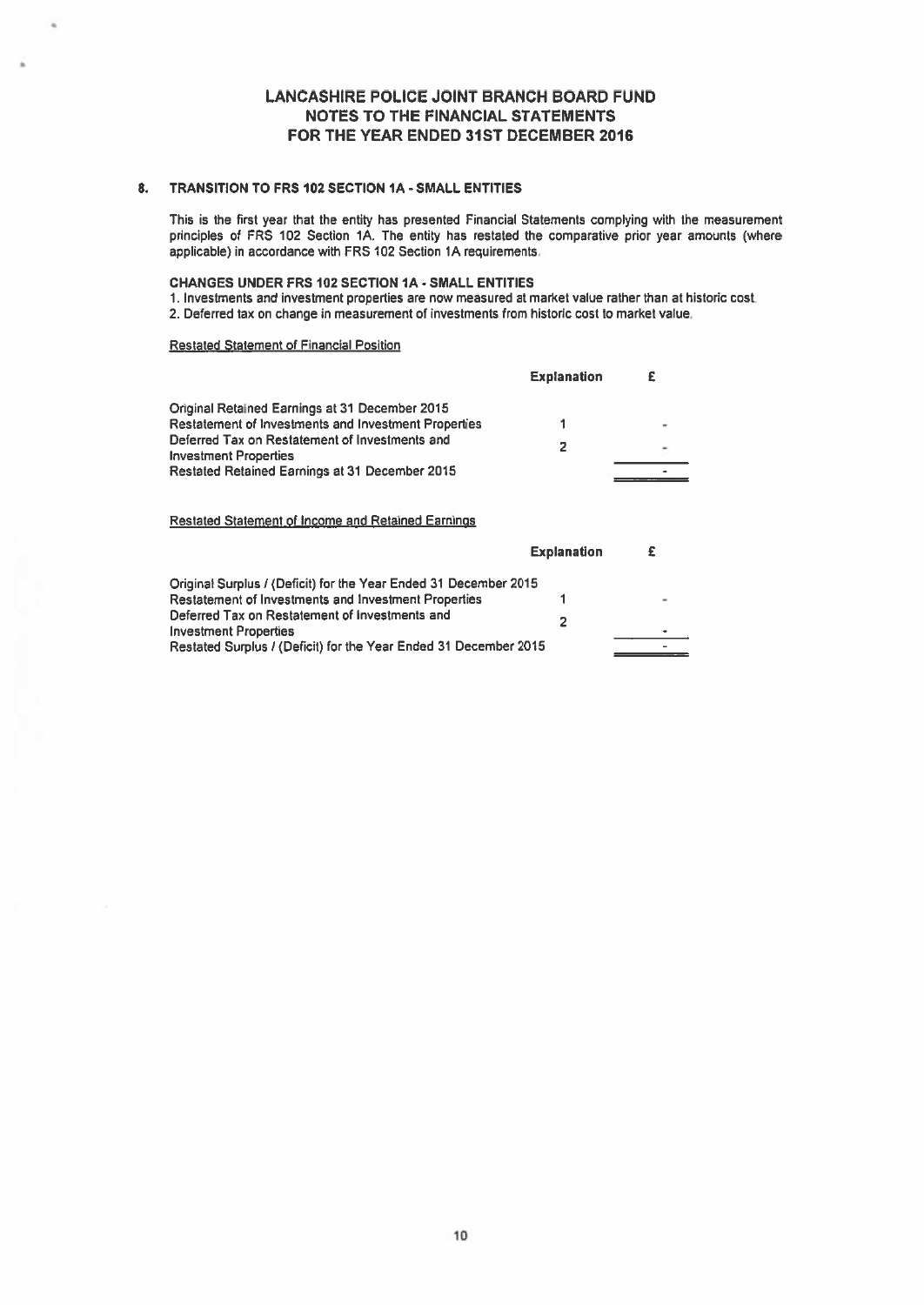# LANCASHIRE POLICE JOINT BRANCH BOARD FUND
# NOTES TO THE FINANCIAL STATEMENTS
# FOR THE YEAR ENDED 31ST DECEMBER 2016

## 8. TRANSITION TO FRS 102 SECTION 1A - SMALL ENTITIES

This is the first year that the entity has presented Financial Statements complying with the measurement principles of FRS 102 Section 1A. The entity has restated the comparative prior year amounts (where applicable) in accordance with FRS 102 Section 1A requirements.

**CHANGES UNDER FRS 102 SECTION 1A - SMALL ENTITIES**

1. Investments and investment properties are now measured at market value rather than at historic cost.
2. Deferred tax on change in measurement of investments from historic cost to market value.

Restated Statement of Financial Position

| | Explanation | £ |
|---|---|---|
| Original Retained Earnings at 31 December 2015 | | |
| Restatement of Investments and Investment Properties | 1 | - |
| Deferred Tax on Restatement of Investments and Investment Properties | 2 | - |
| Restated Retained Earnings at 31 December 2015 | | - |

Restated Statement of Income and Retained Earnings

| | Explanation | £ |
|---|---|---|
| Original Surplus / (Deficit) for the Year Ended 31 December 2015 | | |
| Restatement of Investments and Investment Properties | 1 | - |
| Deferred Tax on Restatement of Investments and Investment Properties | 2 | - |
| Restated Surplus / (Deficit) for the Year Ended 31 December 2015 | | - |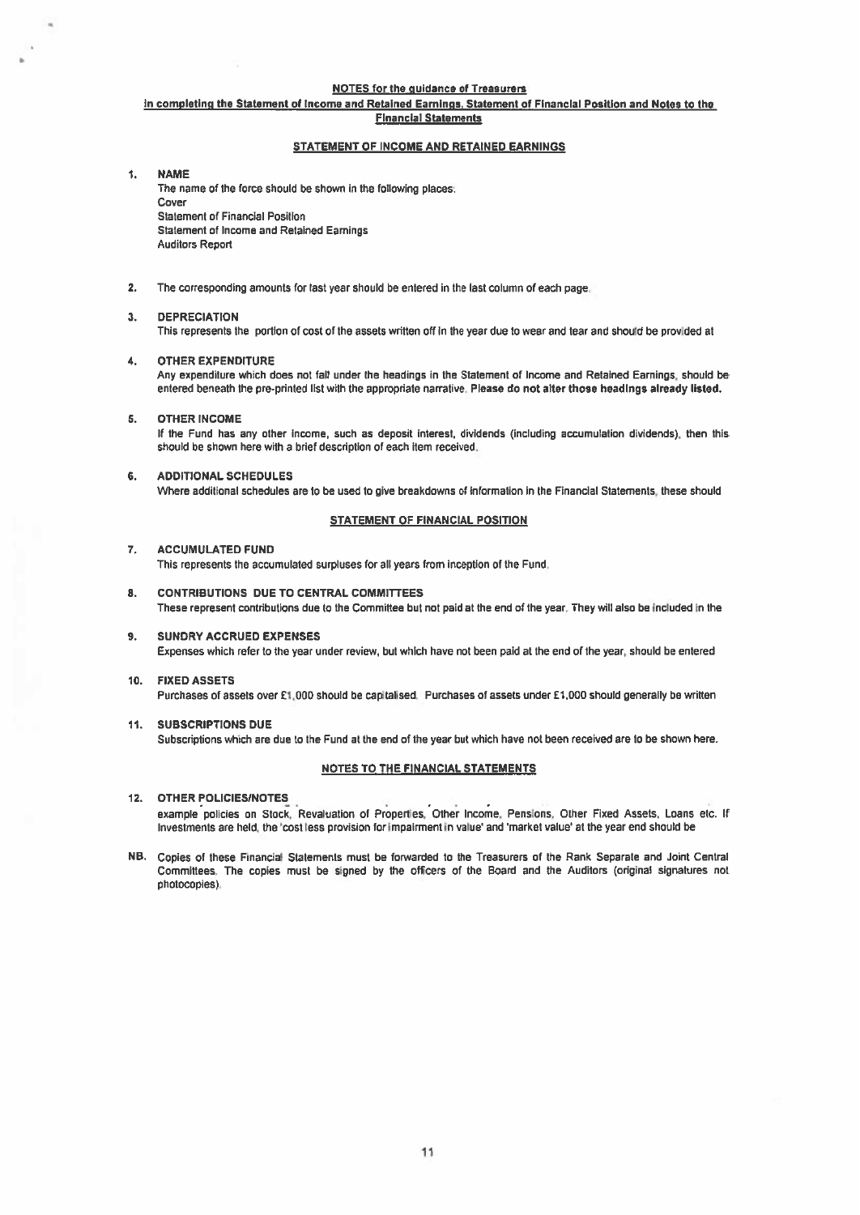**NOTES for the guidance of Treasurers**

**In completing the Statement of Income and Retained Earnings, Statement of Financial Position and Notes to the Financial Statements**

## STATEMENT OF INCOME AND RETAINED EARNINGS

1. **NAME**
   The name of the force should be shown in the following places:
   Cover
   Statement of Financial Position
   Statement of Income and Retained Earnings
   Auditors Report

2. The corresponding amounts for last year should be entered in the last column of each page.

3. **DEPRECIATION**
   This represents the portion of cost of the assets written off in the year due to wear and tear and should be provided at

4. **OTHER EXPENDITURE**
   Any expenditure which does not fall under the headings in the Statement of Income and Retained Earnings, should be entered beneath the pre-printed list with the appropriate narrative. **Please do not alter those headings already listed.**

5. **OTHER INCOME**
   If the Fund has any other income, such as deposit interest, dividends (including accumulation dividends), then this should be shown here with a brief description of each item received.

6. **ADDITIONAL SCHEDULES**
   Where additional schedules are to be used to give breakdowns of information in the Financial Statements, these should

## STATEMENT OF FINANCIAL POSITION

7. **ACCUMULATED FUND**
   This represents the accumulated surpluses for all years from inception of the Fund.

8. **CONTRIBUTIONS DUE TO CENTRAL COMMITTEES**
   These represent contributions due to the Committee but not paid at the end of the year. They will also be included in the

9. **SUNDRY ACCRUED EXPENSES**
   Expenses which refer to the year under review, but which have not been paid at the end of the year, should be entered

10. **FIXED ASSETS**
    Purchases of assets over £1,000 should be capitalised. Purchases of assets under £1,000 should generally be written

11. **SUBSCRIPTIONS DUE**
    Subscriptions which are due to the Fund at the end of the year but which have not been received are to be shown here.

## NOTES TO THE FINANCIAL STATEMENTS

12. **OTHER POLICIES/NOTES**
    example policies on Stock, Revaluation of Properties, Other Income, Pensions, Other Fixed Assets, Loans etc. If Investments are held, the 'cost less provision for impairment in value' and 'market value' at the year end should be

**NB.** Copies of these Financial Statements must be forwarded to the Treasurers of the Rank Separate and Joint Central Committees. The copies must be signed by the officers of the Board and the Auditors (original signatures not photocopies).